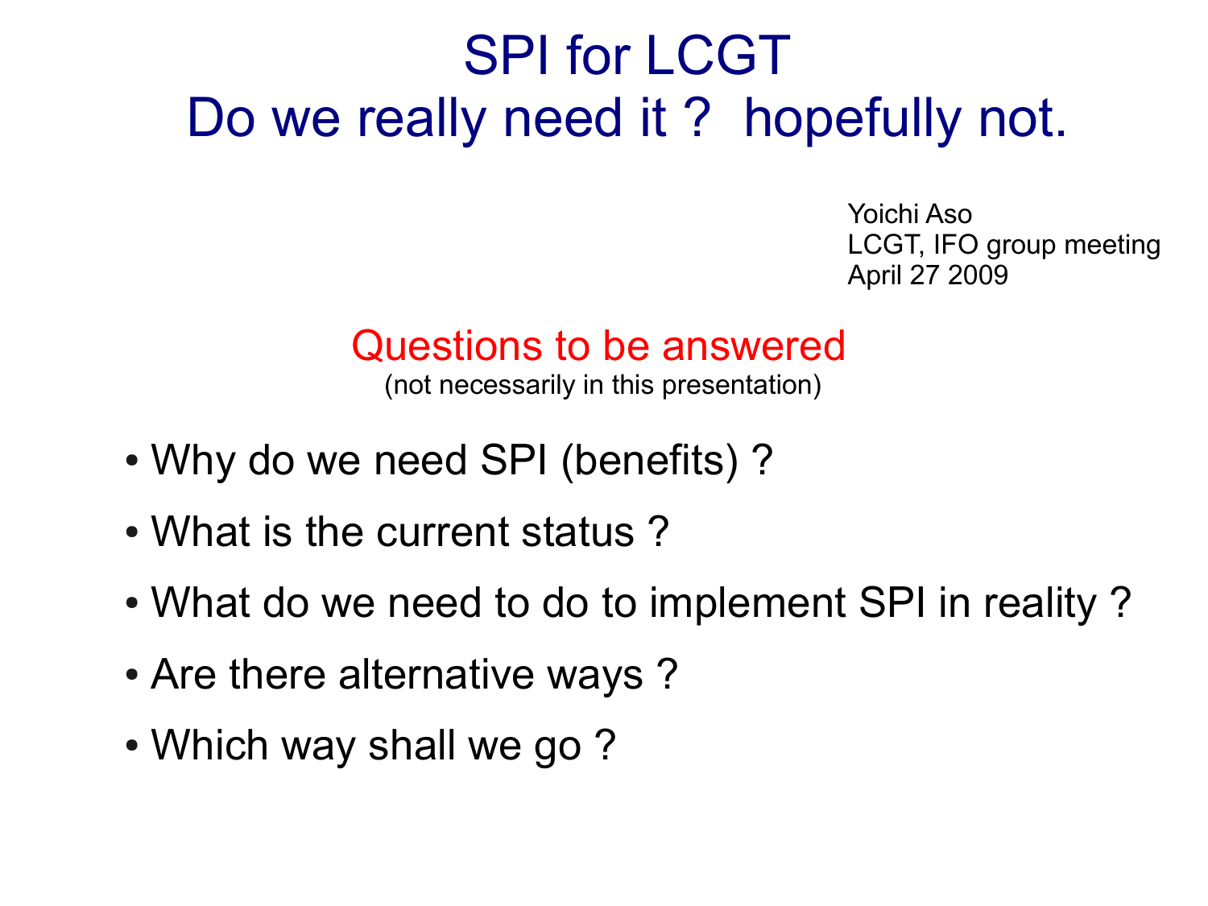# SPI for LCGT
# Do we really need it ? hopefully not.

Yoichi Aso
LCGT, IFO group meeting
April 27 2009

## Questions to be answered

(not necessarily in this presentation)

- Why do we need SPI (benefits) ?
- What is the current status ?
- What do we need to do to implement SPI in reality ?
- Are there alternative ways ?
- Which way shall we go ?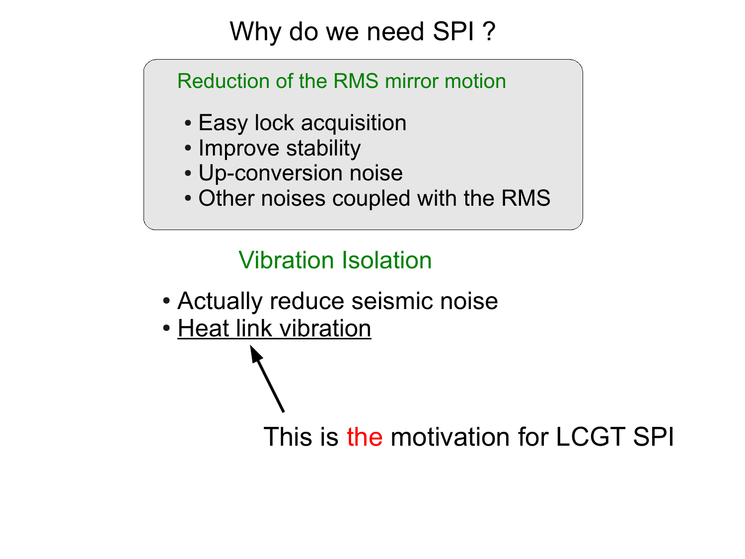# Why do we need SPI ?

## Reduction of the RMS mirror motion

- Easy lock acquisition
- Improve stability
- Up-conversion noise
- Other noises coupled with the RMS

## Vibration Isolation

- Actually reduce seismic noise
- Heat link vibration

This is the motivation for LCGT SPI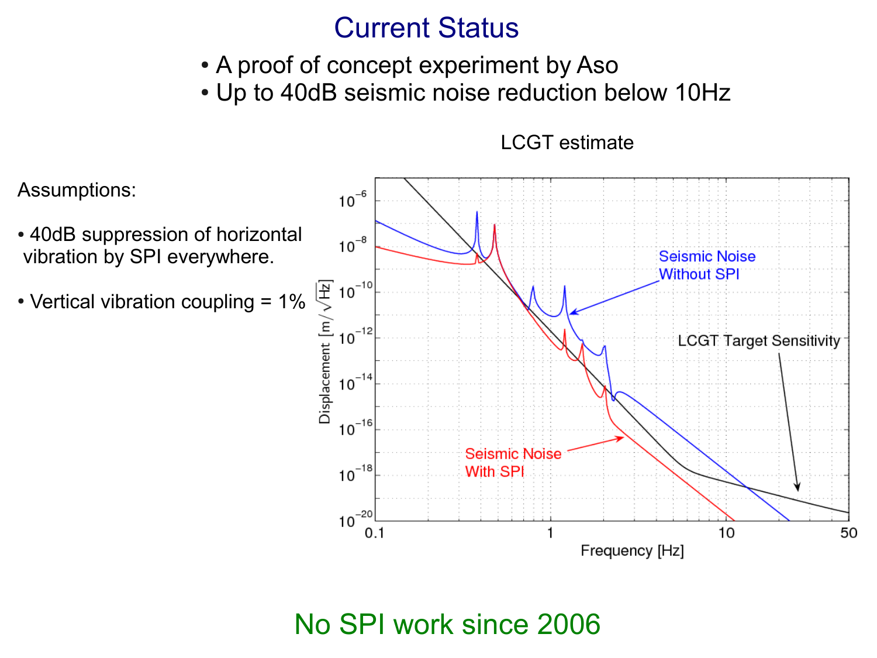# Current Status

- A proof of concept experiment by Aso
- Up to 40dB seismic noise reduction below 10Hz

LCGT estimate

Assumptions:

- 40dB suppression of horizontal vibration by SPI everywhere.
- Vertical vibration coupling = 1%

No SPI work since 2006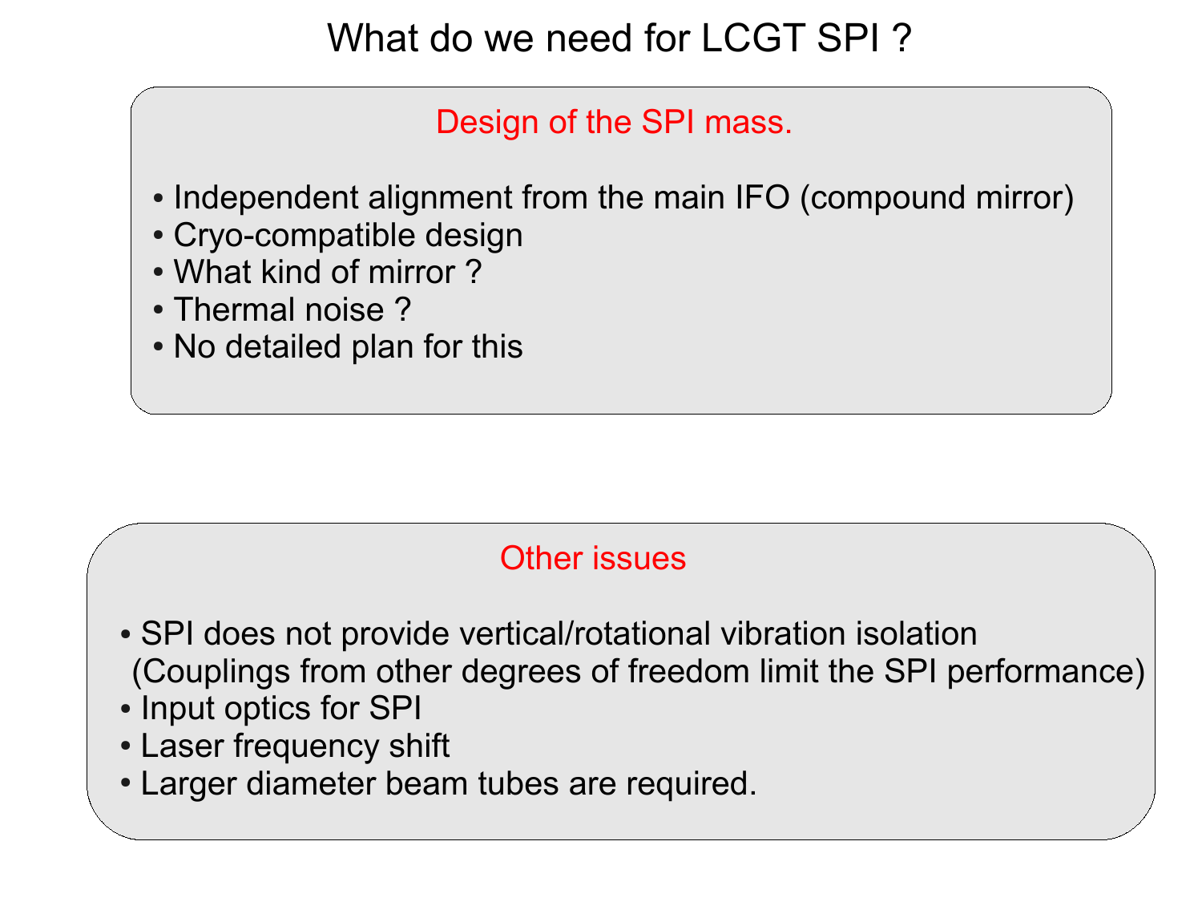# What do we need for LCGT SPI ?

## Design of the SPI mass.

- Independent alignment from the main IFO (compound mirror)
- Cryo-compatible design
- What kind of mirror ?
- Thermal noise ?
- No detailed plan for this

## Other issues

- SPI does not provide vertical/rotational vibration isolation (Couplings from other degrees of freedom limit the SPI performance)
- Input optics for SPI
- Laser frequency shift
- Larger diameter beam tubes are required.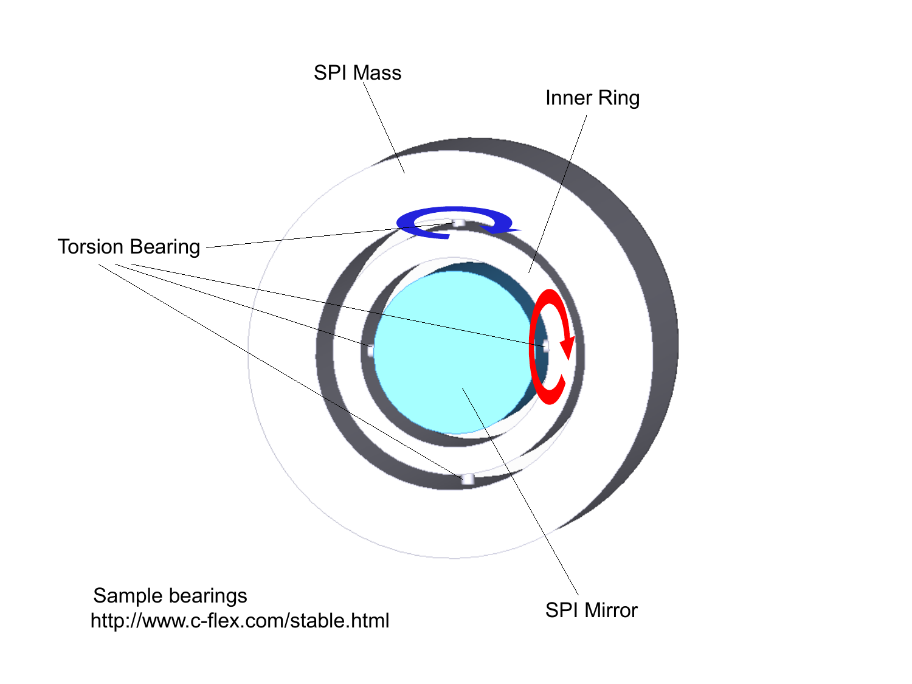SPI Mass

Inner Ring

Torsion Bearing

SPI Mirror

Sample bearings
http://www.c-flex.com/stable.html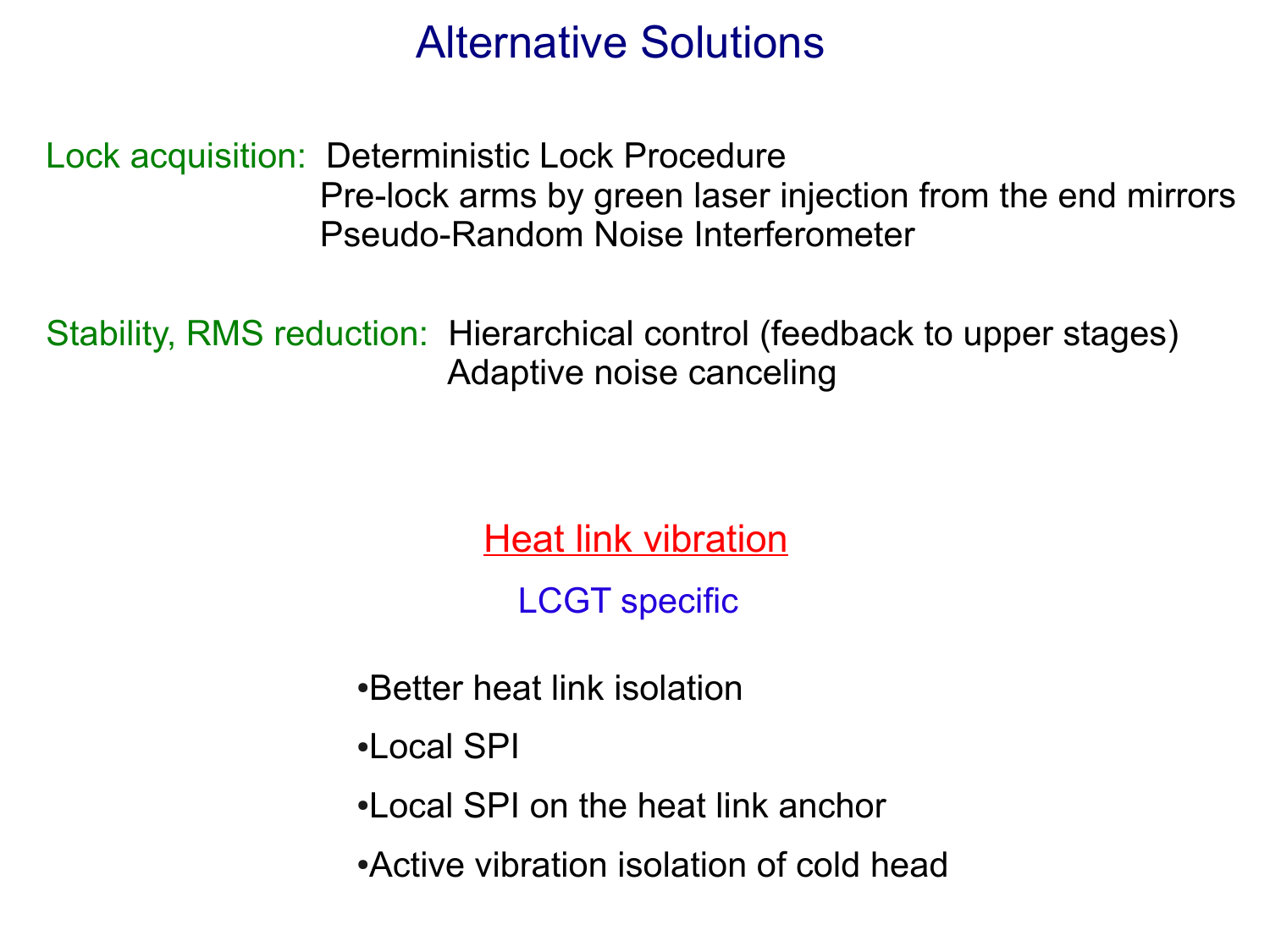# Alternative Solutions

**Lock acquisition:** Deterministic Lock Procedure
Pre-lock arms by green laser injection from the end mirrors
Pseudo-Random Noise Interferometer

**Stability, RMS reduction:** Hierarchical control (feedback to upper stages)
Adaptive noise canceling

## Heat link vibration

### LCGT specific

- Better heat link isolation
- Local SPI
- Local SPI on the heat link anchor
- Active vibration isolation of cold head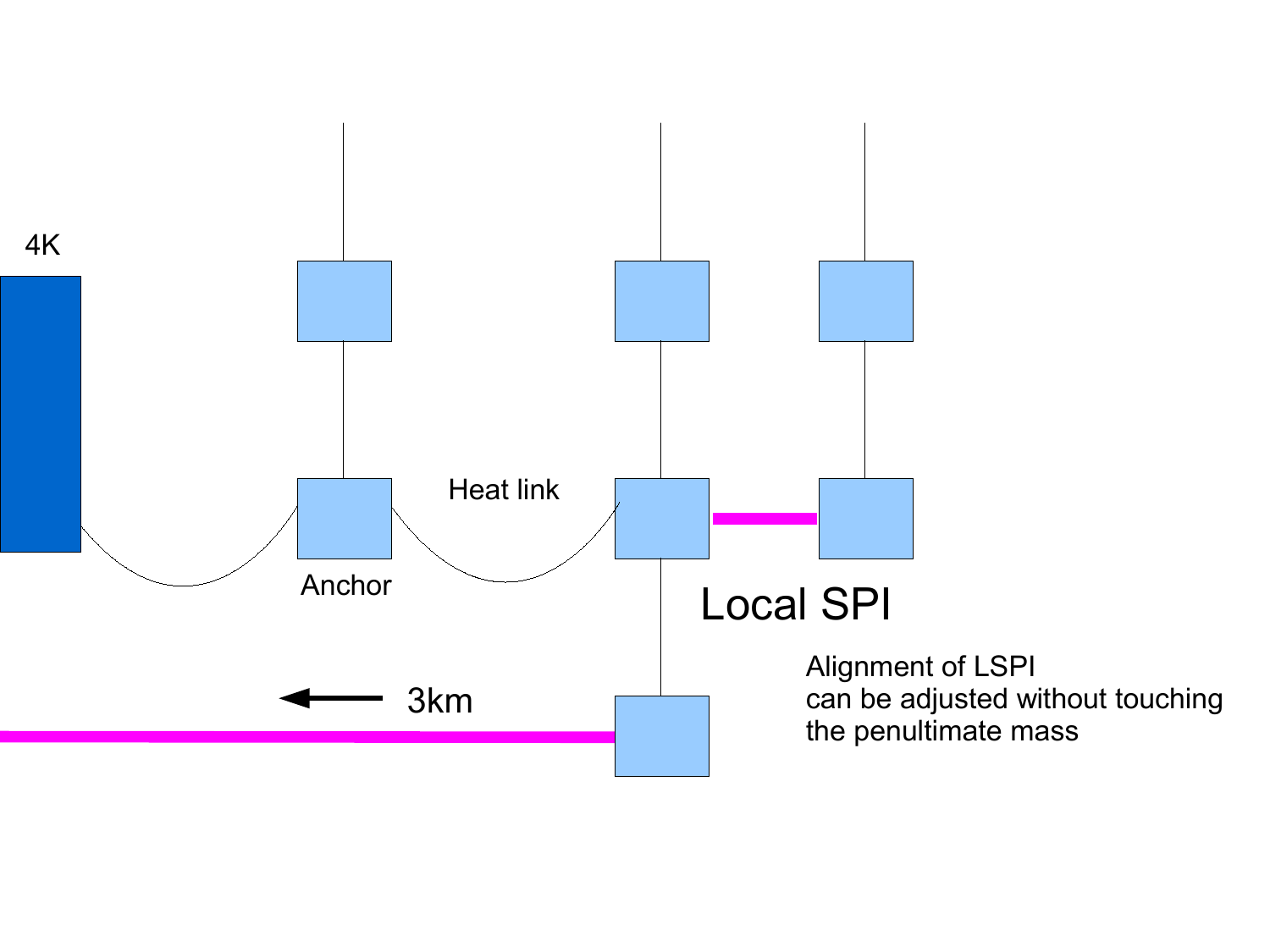4K

Anchor

Heat link

Local SPI

3km

Alignment of LSPI
can be adjusted without touching
the penultimate mass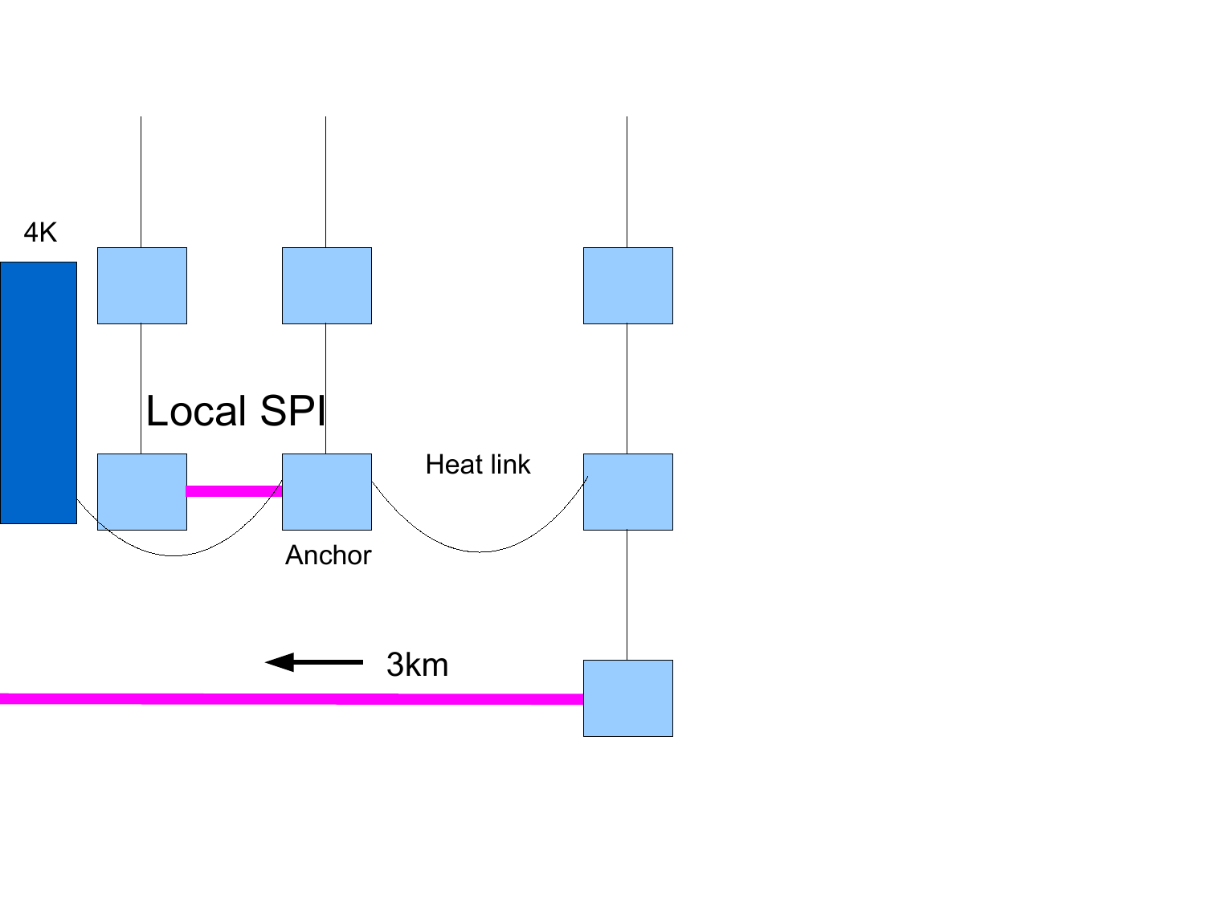4K

Local SPI

Heat link

Anchor

3km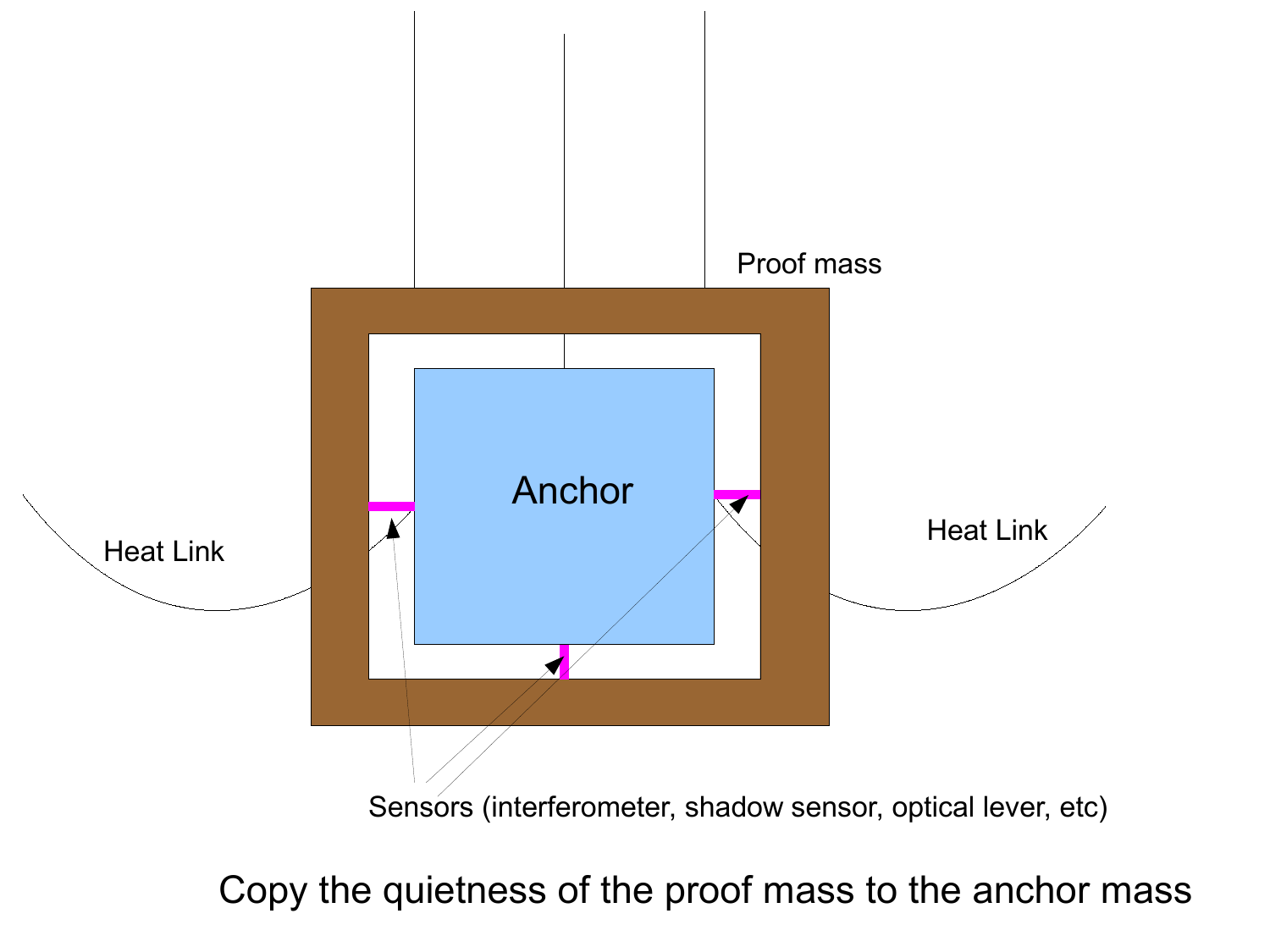Proof mass

Anchor

Heat Link

Heat Link

Sensors (interferometer, shadow sensor, optical lever, etc)

Copy the quietness of the proof mass to the anchor mass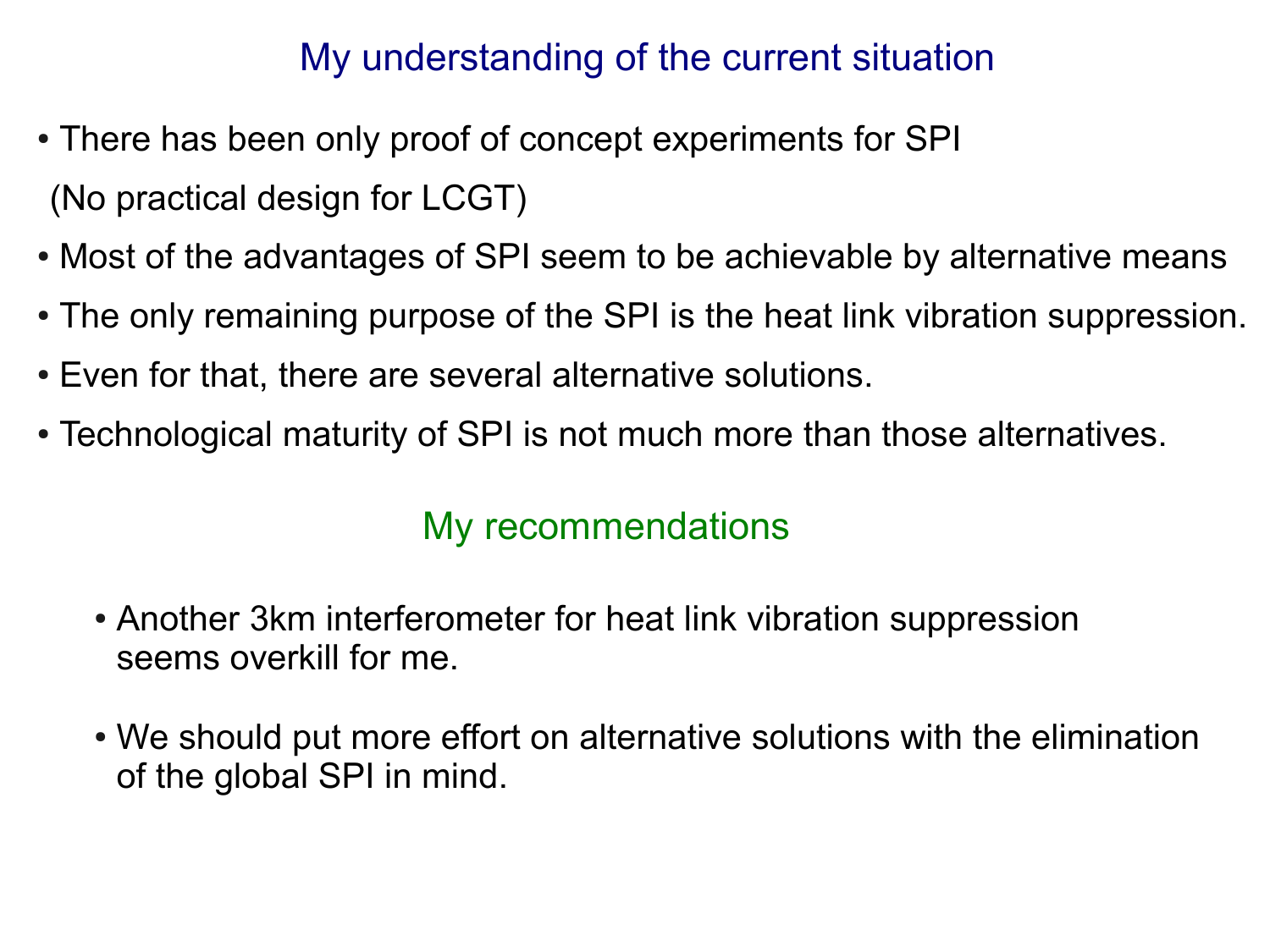## My understanding of the current situation

- There has been only proof of concept experiments for SPI
  (No practical design for LCGT)
- Most of the advantages of SPI seem to be achievable by alternative means
- The only remaining purpose of the SPI is the heat link vibration suppression.
- Even for that, there are several alternative solutions.
- Technological maturity of SPI is not much more than those alternatives.

## My recommendations

- Another 3km interferometer for heat link vibration suppression seems overkill for me.
- We should put more effort on alternative solutions with the elimination of the global SPI in mind.